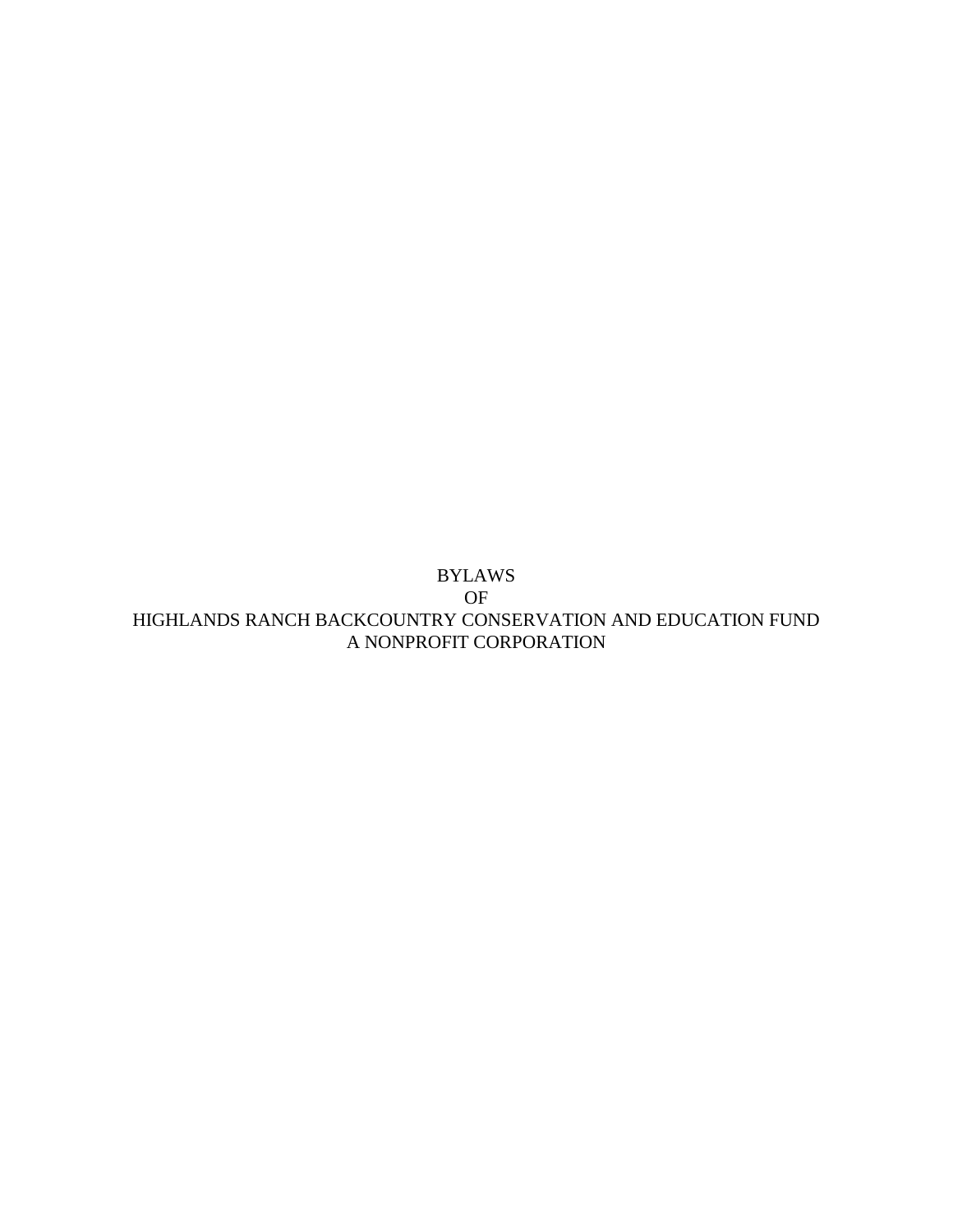# BYLAWS
# OF
# HIGHLANDS RANCH BACKCOUNTRY CONSERVATION AND EDUCATION FUND
# A NONPROFIT CORPORATION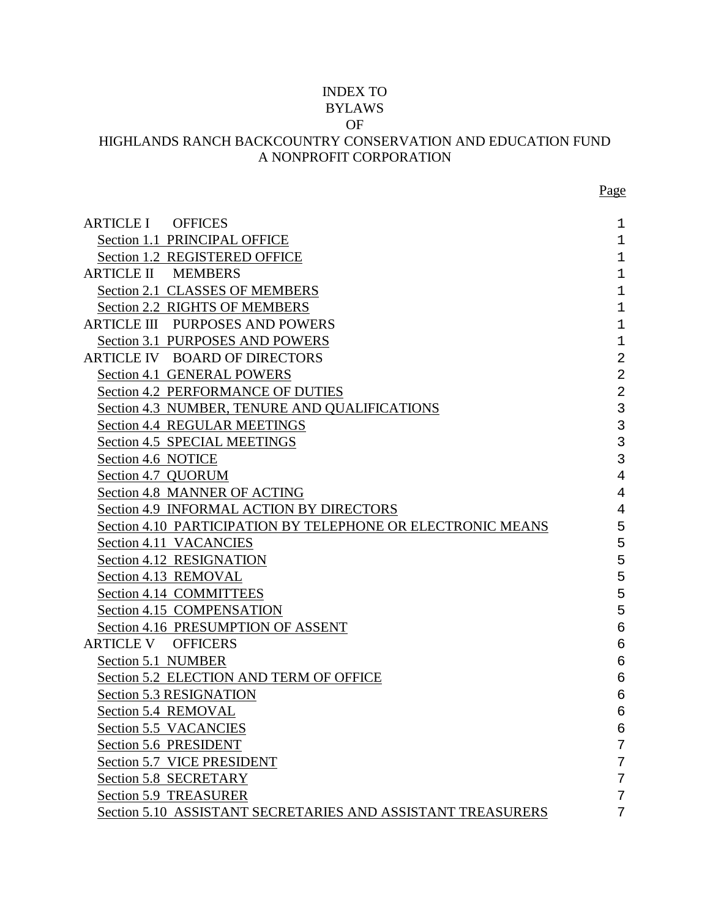# INDEX TO BYLAWS OF HIGHLANDS RANCH BACKCOUNTRY CONSERVATION AND EDUCATION FUND A NONPROFIT CORPORATION

| | Page |
|---|---|
| ARTICLE I OFFICES | 1 |
| Section 1.1 PRINCIPAL OFFICE | 1 |
| Section 1.2 REGISTERED OFFICE | 1 |
| ARTICLE II MEMBERS | 1 |
| Section 2.1 CLASSES OF MEMBERS | 1 |
| Section 2.2 RIGHTS OF MEMBERS | 1 |
| ARTICLE III PURPOSES AND POWERS | 1 |
| Section 3.1 PURPOSES AND POWERS | 1 |
| ARTICLE IV BOARD OF DIRECTORS | 2 |
| Section 4.1 GENERAL POWERS | 2 |
| Section 4.2 PERFORMANCE OF DUTIES | 2 |
| Section 4.3 NUMBER, TENURE AND QUALIFICATIONS | 3 |
| Section 4.4 REGULAR MEETINGS | 3 |
| Section 4.5 SPECIAL MEETINGS | 3 |
| Section 4.6 NOTICE | 3 |
| Section 4.7 QUORUM | 4 |
| Section 4.8 MANNER OF ACTING | 4 |
| Section 4.9 INFORMAL ACTION BY DIRECTORS | 4 |
| Section 4.10 PARTICIPATION BY TELEPHONE OR ELECTRONIC MEANS | 5 |
| Section 4.11 VACANCIES | 5 |
| Section 4.12 RESIGNATION | 5 |
| Section 4.13 REMOVAL | 5 |
| Section 4.14 COMMITTEES | 5 |
| Section 4.15 COMPENSATION | 5 |
| Section 4.16 PRESUMPTION OF ASSENT | 6 |
| ARTICLE V OFFICERS | 6 |
| Section 5.1 NUMBER | 6 |
| Section 5.2 ELECTION AND TERM OF OFFICE | 6 |
| Section 5.3 RESIGNATION | 6 |
| Section 5.4 REMOVAL | 6 |
| Section 5.5 VACANCIES | 6 |
| Section 5.6 PRESIDENT | 7 |
| Section 5.7 VICE PRESIDENT | 7 |
| Section 5.8 SECRETARY | 7 |
| Section 5.9 TREASURER | 7 |
| Section 5.10 ASSISTANT SECRETARIES AND ASSISTANT TREASURERS | 7 |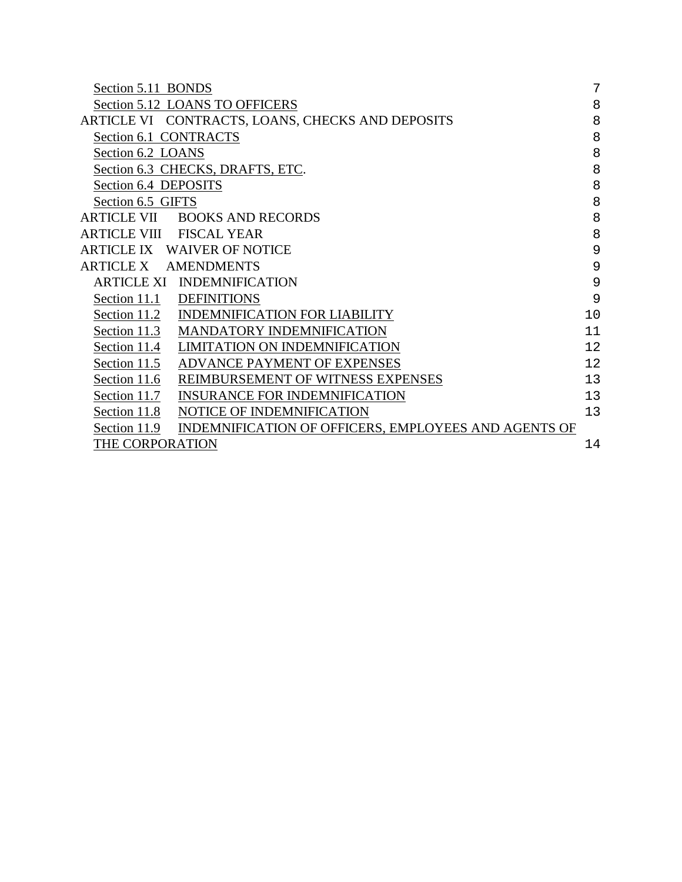Section 5.11 BONDS 7
Section 5.12 LOANS TO OFFICERS 8
ARTICLE VI CONTRACTS, LOANS, CHECKS AND DEPOSITS 8
Section 6.1 CONTRACTS 8
Section 6.2 LOANS 8
Section 6.3 CHECKS, DRAFTS, ETC. 8
Section 6.4 DEPOSITS 8
Section 6.5 GIFTS 8
ARTICLE VII BOOKS AND RECORDS 8
ARTICLE VIII FISCAL YEAR 8
ARTICLE IX WAIVER OF NOTICE 9
ARTICLE X AMENDMENTS 9
ARTICLE XI INDEMNIFICATION 9
Section 11.1 DEFINITIONS 9
Section 11.2 INDEMNIFICATION FOR LIABILITY 10
Section 11.3 MANDATORY INDEMNIFICATION 11
Section 11.4 LIMITATION ON INDEMNIFICATION 12
Section 11.5 ADVANCE PAYMENT OF EXPENSES 12
Section 11.6 REIMBURSEMENT OF WITNESS EXPENSES 13
Section 11.7 INSURANCE FOR INDEMNIFICATION 13
Section 11.8 NOTICE OF INDEMNIFICATION 13
Section 11.9 INDEMNIFICATION OF OFFICERS, EMPLOYEES AND AGENTS OF THE CORPORATION 14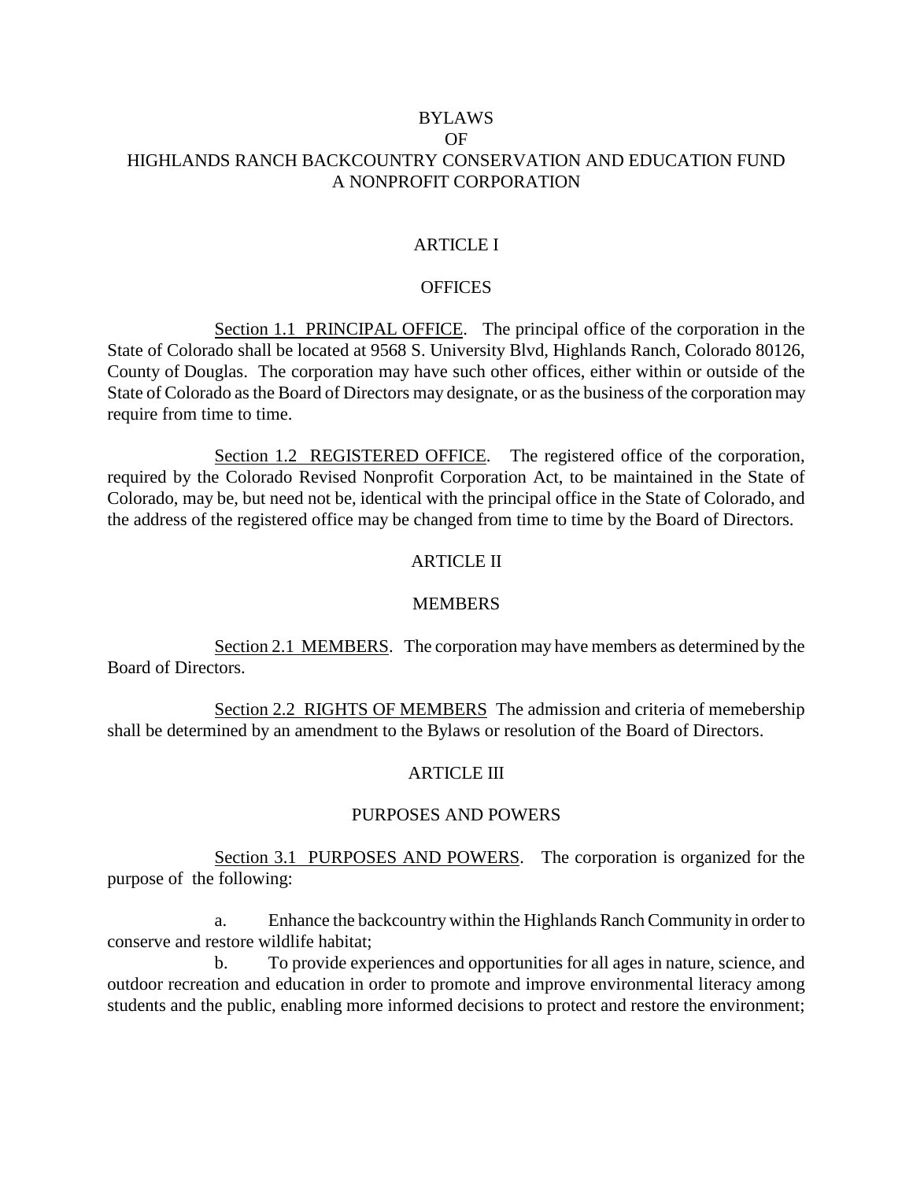BYLAWS
OF
HIGHLANDS RANCH BACKCOUNTRY CONSERVATION AND EDUCATION FUND
A NONPROFIT CORPORATION

## ARTICLE I

## OFFICES

Section 1.1 PRINCIPAL OFFICE. The principal office of the corporation in the State of Colorado shall be located at 9568 S. University Blvd, Highlands Ranch, Colorado 80126, County of Douglas. The corporation may have such other offices, either within or outside of the State of Colorado as the Board of Directors may designate, or as the business of the corporation may require from time to time.

Section 1.2 REGISTERED OFFICE. The registered office of the corporation, required by the Colorado Revised Nonprofit Corporation Act, to be maintained in the State of Colorado, may be, but need not be, identical with the principal office in the State of Colorado, and the address of the registered office may be changed from time to time by the Board of Directors.

## ARTICLE II

## MEMBERS

Section 2.1 MEMBERS. The corporation may have members as determined by the Board of Directors.

Section 2.2 RIGHTS OF MEMBERS The admission and criteria of memebership shall be determined by an amendment to the Bylaws or resolution of the Board of Directors.

## ARTICLE III

## PURPOSES AND POWERS

Section 3.1 PURPOSES AND POWERS. The corporation is organized for the purpose of the following:

a. Enhance the backcountry within the Highlands Ranch Community in order to conserve and restore wildlife habitat;

b. To provide experiences and opportunities for all ages in nature, science, and outdoor recreation and education in order to promote and improve environmental literacy among students and the public, enabling more informed decisions to protect and restore the environment;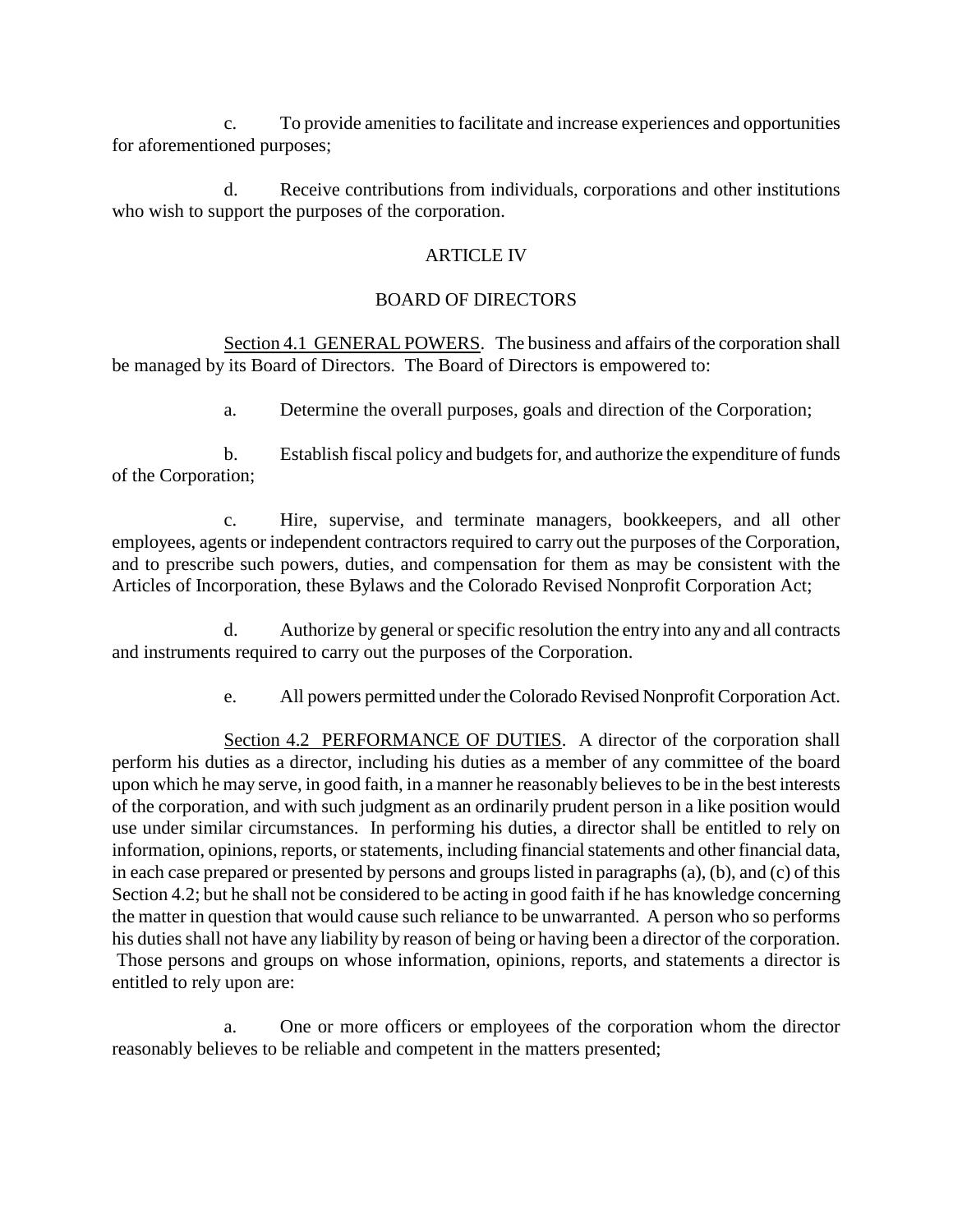c. To provide amenities to facilitate and increase experiences and opportunities for aforementioned purposes;

d. Receive contributions from individuals, corporations and other institutions who wish to support the purposes of the corporation.

## ARTICLE IV

## BOARD OF DIRECTORS

Section 4.1 GENERAL POWERS. The business and affairs of the corporation shall be managed by its Board of Directors. The Board of Directors is empowered to:

a. Determine the overall purposes, goals and direction of the Corporation;

b. Establish fiscal policy and budgets for, and authorize the expenditure of funds of the Corporation;

c. Hire, supervise, and terminate managers, bookkeepers, and all other employees, agents or independent contractors required to carry out the purposes of the Corporation, and to prescribe such powers, duties, and compensation for them as may be consistent with the Articles of Incorporation, these Bylaws and the Colorado Revised Nonprofit Corporation Act;

d. Authorize by general or specific resolution the entry into any and all contracts and instruments required to carry out the purposes of the Corporation.

e. All powers permitted under the Colorado Revised Nonprofit Corporation Act.

Section 4.2 PERFORMANCE OF DUTIES. A director of the corporation shall perform his duties as a director, including his duties as a member of any committee of the board upon which he may serve, in good faith, in a manner he reasonably believes to be in the best interests of the corporation, and with such judgment as an ordinarily prudent person in a like position would use under similar circumstances. In performing his duties, a director shall be entitled to rely on information, opinions, reports, or statements, including financial statements and other financial data, in each case prepared or presented by persons and groups listed in paragraphs (a), (b), and (c) of this Section 4.2; but he shall not be considered to be acting in good faith if he has knowledge concerning the matter in question that would cause such reliance to be unwarranted. A person who so performs his duties shall not have any liability by reason of being or having been a director of the corporation. Those persons and groups on whose information, opinions, reports, and statements a director is entitled to rely upon are:

a. One or more officers or employees of the corporation whom the director reasonably believes to be reliable and competent in the matters presented;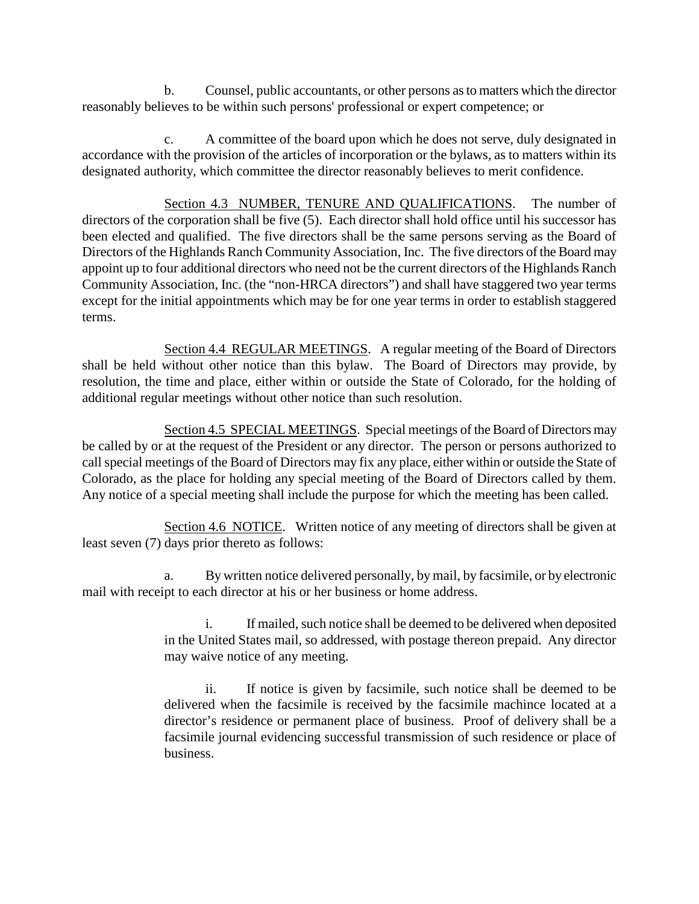b. Counsel, public accountants, or other persons as to matters which the director reasonably believes to be within such persons' professional or expert competence; or

c. A committee of the board upon which he does not serve, duly designated in accordance with the provision of the articles of incorporation or the bylaws, as to matters within its designated authority, which committee the director reasonably believes to merit confidence.

Section 4.3 NUMBER, TENURE AND QUALIFICATIONS. The number of directors of the corporation shall be five (5). Each director shall hold office until his successor has been elected and qualified. The five directors shall be the same persons serving as the Board of Directors of the Highlands Ranch Community Association, Inc. The five directors of the Board may appoint up to four additional directors who need not be the current directors of the Highlands Ranch Community Association, Inc. (the "non-HRCA directors") and shall have staggered two year terms except for the initial appointments which may be for one year terms in order to establish staggered terms.

Section 4.4 REGULAR MEETINGS. A regular meeting of the Board of Directors shall be held without other notice than this bylaw. The Board of Directors may provide, by resolution, the time and place, either within or outside the State of Colorado, for the holding of additional regular meetings without other notice than such resolution.

Section 4.5 SPECIAL MEETINGS. Special meetings of the Board of Directors may be called by or at the request of the President or any director. The person or persons authorized to call special meetings of the Board of Directors may fix any place, either within or outside the State of Colorado, as the place for holding any special meeting of the Board of Directors called by them. Any notice of a special meeting shall include the purpose for which the meeting has been called.

Section 4.6 NOTICE. Written notice of any meeting of directors shall be given at least seven (7) days prior thereto as follows:

a. By written notice delivered personally, by mail, by facsimile, or by electronic mail with receipt to each director at his or her business or home address.

i. If mailed, such notice shall be deemed to be delivered when deposited in the United States mail, so addressed, with postage thereon prepaid. Any director may waive notice of any meeting.

ii. If notice is given by facsimile, such notice shall be deemed to be delivered when the facsimile is received by the facsimile machince located at a director's residence or permanent place of business. Proof of delivery shall be a facsimile journal evidencing successful transmission of such residence or place of business.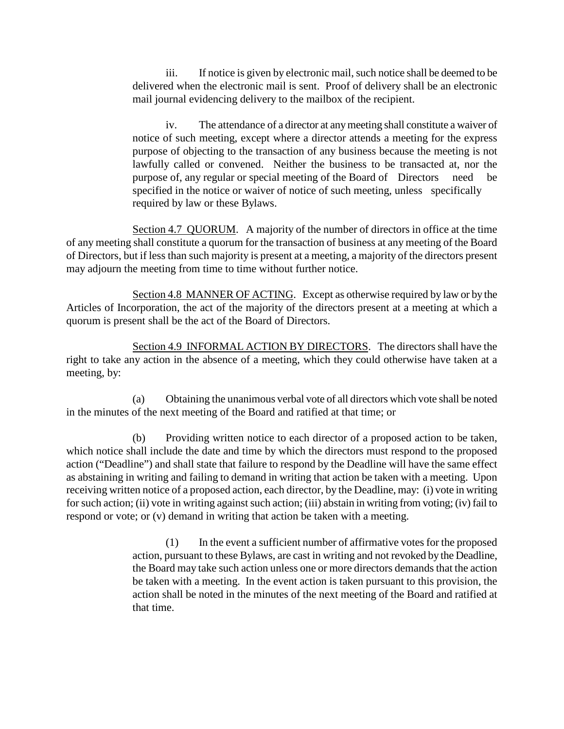iii. If notice is given by electronic mail, such notice shall be deemed to be delivered when the electronic mail is sent. Proof of delivery shall be an electronic mail journal evidencing delivery to the mailbox of the recipient.

iv. The attendance of a director at any meeting shall constitute a waiver of notice of such meeting, except where a director attends a meeting for the express purpose of objecting to the transaction of any business because the meeting is not lawfully called or convened. Neither the business to be transacted at, nor the purpose of, any regular or special meeting of the Board of Directors need be specified in the notice or waiver of notice of such meeting, unless specifically required by law or these Bylaws.

<u>Section 4.7 QUORUM</u>. A majority of the number of directors in office at the time of any meeting shall constitute a quorum for the transaction of business at any meeting of the Board of Directors, but if less than such majority is present at a meeting, a majority of the directors present may adjourn the meeting from time to time without further notice.

<u>Section 4.8 MANNER OF ACTING</u>. Except as otherwise required by law or by the Articles of Incorporation, the act of the majority of the directors present at a meeting at which a quorum is present shall be the act of the Board of Directors.

<u>Section 4.9 INFORMAL ACTION BY DIRECTORS</u>. The directors shall have the right to take any action in the absence of a meeting, which they could otherwise have taken at a meeting, by:

(a) Obtaining the unanimous verbal vote of all directors which vote shall be noted in the minutes of the next meeting of the Board and ratified at that time; or

(b) Providing written notice to each director of a proposed action to be taken, which notice shall include the date and time by which the directors must respond to the proposed action ("Deadline") and shall state that failure to respond by the Deadline will have the same effect as abstaining in writing and failing to demand in writing that action be taken with a meeting. Upon receiving written notice of a proposed action, each director, by the Deadline, may: (i) vote in writing for such action; (ii) vote in writing against such action; (iii) abstain in writing from voting; (iv) fail to respond or vote; or (v) demand in writing that action be taken with a meeting.

(1) In the event a sufficient number of affirmative votes for the proposed action, pursuant to these Bylaws, are cast in writing and not revoked by the Deadline, the Board may take such action unless one or more directors demands that the action be taken with a meeting. In the event action is taken pursuant to this provision, the action shall be noted in the minutes of the next meeting of the Board and ratified at that time.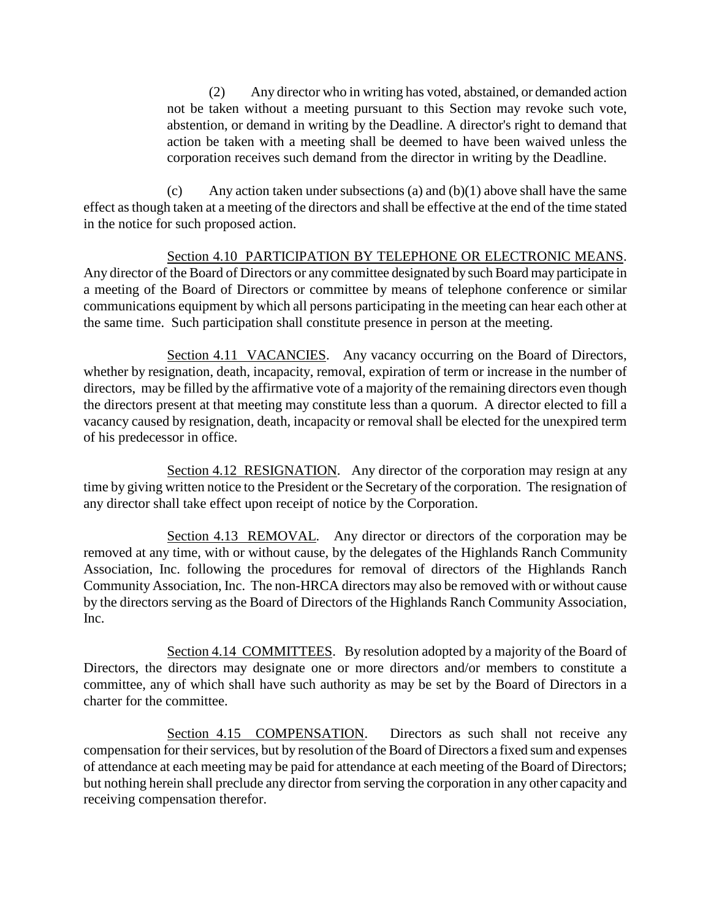(2) Any director who in writing has voted, abstained, or demanded action not be taken without a meeting pursuant to this Section may revoke such vote, abstention, or demand in writing by the Deadline. A director's right to demand that action be taken with a meeting shall be deemed to have been waived unless the corporation receives such demand from the director in writing by the Deadline.

(c) Any action taken under subsections (a) and (b)(1) above shall have the same effect as though taken at a meeting of the directors and shall be effective at the end of the time stated in the notice for such proposed action.

Section 4.10 PARTICIPATION BY TELEPHONE OR ELECTRONIC MEANS. Any director of the Board of Directors or any committee designated by such Board may participate in a meeting of the Board of Directors or committee by means of telephone conference or similar communications equipment by which all persons participating in the meeting can hear each other at the same time. Such participation shall constitute presence in person at the meeting.

Section 4.11 VACANCIES. Any vacancy occurring on the Board of Directors, whether by resignation, death, incapacity, removal, expiration of term or increase in the number of directors, may be filled by the affirmative vote of a majority of the remaining directors even though the directors present at that meeting may constitute less than a quorum. A director elected to fill a vacancy caused by resignation, death, incapacity or removal shall be elected for the unexpired term of his predecessor in office.

Section 4.12 RESIGNATION. Any director of the corporation may resign at any time by giving written notice to the President or the Secretary of the corporation. The resignation of any director shall take effect upon receipt of notice by the Corporation.

Section 4.13 REMOVAL. Any director or directors of the corporation may be removed at any time, with or without cause, by the delegates of the Highlands Ranch Community Association, Inc. following the procedures for removal of directors of the Highlands Ranch Community Association, Inc. The non-HRCA directors may also be removed with or without cause by the directors serving as the Board of Directors of the Highlands Ranch Community Association, Inc.

Section 4.14 COMMITTEES. By resolution adopted by a majority of the Board of Directors, the directors may designate one or more directors and/or members to constitute a committee, any of which shall have such authority as may be set by the Board of Directors in a charter for the committee.

Section 4.15 COMPENSATION. Directors as such shall not receive any compensation for their services, but by resolution of the Board of Directors a fixed sum and expenses of attendance at each meeting may be paid for attendance at each meeting of the Board of Directors; but nothing herein shall preclude any director from serving the corporation in any other capacity and receiving compensation therefor.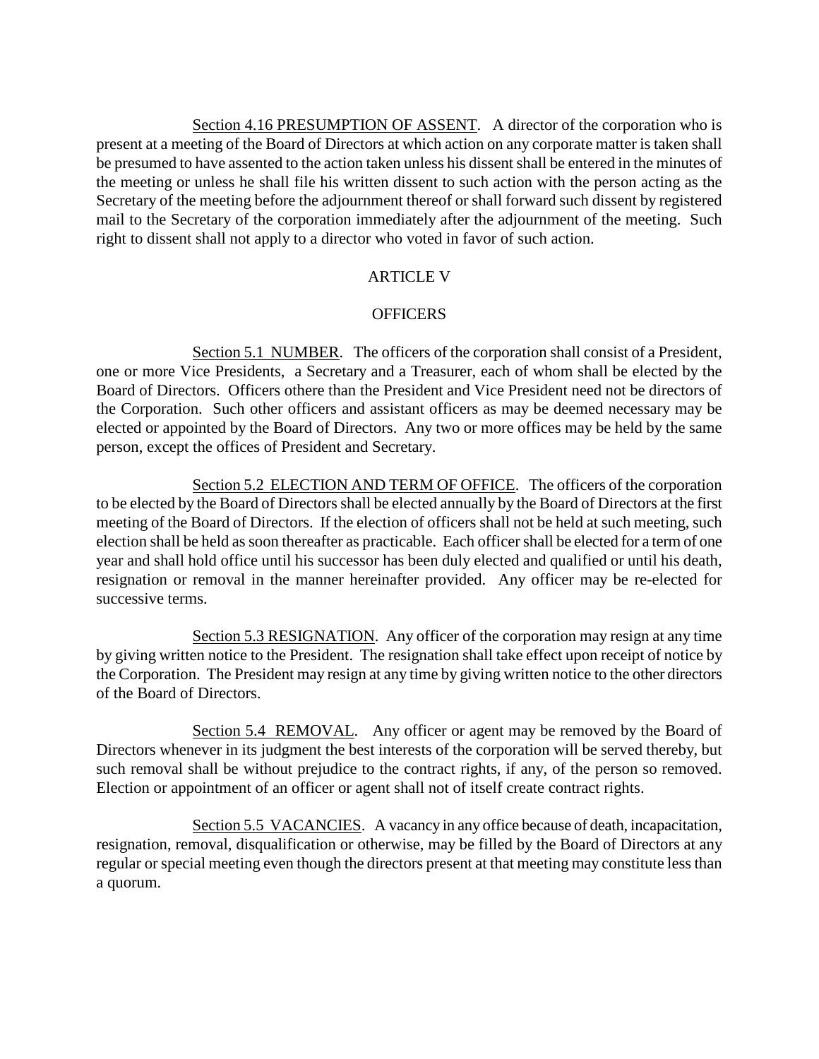Section 4.16 PRESUMPTION OF ASSENT. A director of the corporation who is present at a meeting of the Board of Directors at which action on any corporate matter is taken shall be presumed to have assented to the action taken unless his dissent shall be entered in the minutes of the meeting or unless he shall file his written dissent to such action with the person acting as the Secretary of the meeting before the adjournment thereof or shall forward such dissent by registered mail to the Secretary of the corporation immediately after the adjournment of the meeting. Such right to dissent shall not apply to a director who voted in favor of such action.

## ARTICLE V

## OFFICERS

Section 5.1 NUMBER. The officers of the corporation shall consist of a President, one or more Vice Presidents, a Secretary and a Treasurer, each of whom shall be elected by the Board of Directors. Officers othere than the President and Vice President need not be directors of the Corporation. Such other officers and assistant officers as may be deemed necessary may be elected or appointed by the Board of Directors. Any two or more offices may be held by the same person, except the offices of President and Secretary.

Section 5.2 ELECTION AND TERM OF OFFICE. The officers of the corporation to be elected by the Board of Directors shall be elected annually by the Board of Directors at the first meeting of the Board of Directors. If the election of officers shall not be held at such meeting, such election shall be held as soon thereafter as practicable. Each officer shall be elected for a term of one year and shall hold office until his successor has been duly elected and qualified or until his death, resignation or removal in the manner hereinafter provided. Any officer may be re-elected for successive terms.

Section 5.3 RESIGNATION. Any officer of the corporation may resign at any time by giving written notice to the President. The resignation shall take effect upon receipt of notice by the Corporation. The President may resign at any time by giving written notice to the other directors of the Board of Directors.

Section 5.4 REMOVAL. Any officer or agent may be removed by the Board of Directors whenever in its judgment the best interests of the corporation will be served thereby, but such removal shall be without prejudice to the contract rights, if any, of the person so removed. Election or appointment of an officer or agent shall not of itself create contract rights.

Section 5.5 VACANCIES. A vacancy in any office because of death, incapacitation, resignation, removal, disqualification or otherwise, may be filled by the Board of Directors at any regular or special meeting even though the directors present at that meeting may constitute less than a quorum.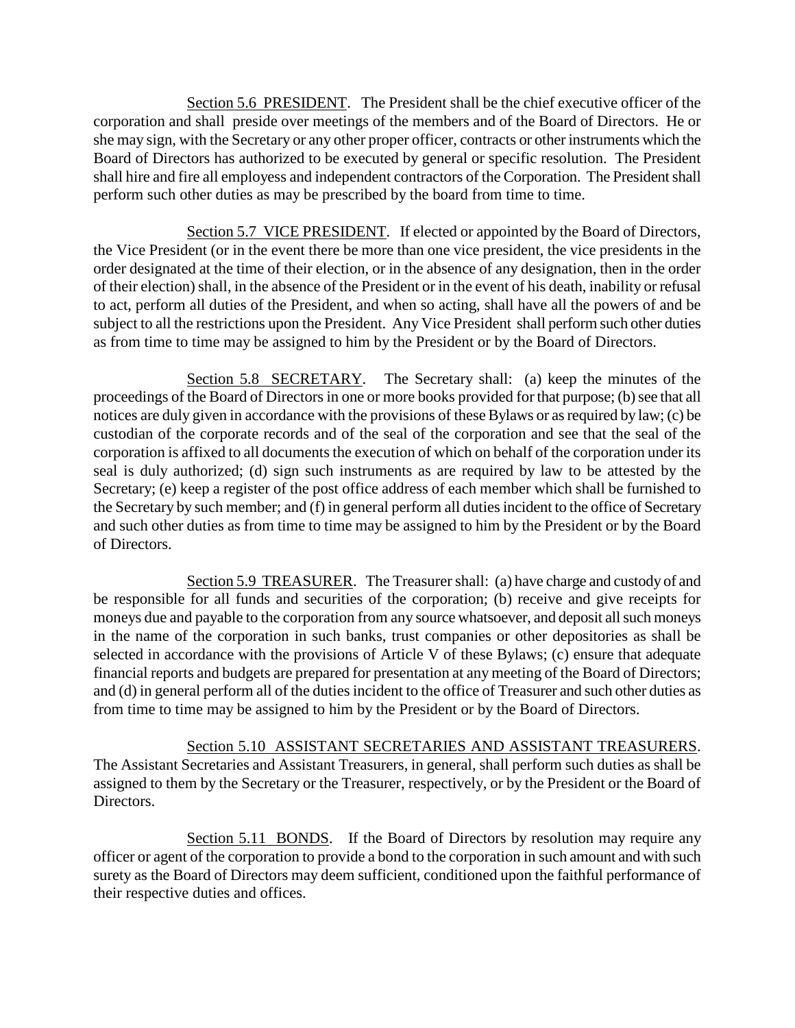Section 5.6 PRESIDENT. The President shall be the chief executive officer of the corporation and shall preside over meetings of the members and of the Board of Directors. He or she may sign, with the Secretary or any other proper officer, contracts or other instruments which the Board of Directors has authorized to be executed by general or specific resolution. The President shall hire and fire all employess and independent contractors of the Corporation. The President shall perform such other duties as may be prescribed by the board from time to time.

Section 5.7 VICE PRESIDENT. If elected or appointed by the Board of Directors, the Vice President (or in the event there be more than one vice president, the vice presidents in the order designated at the time of their election, or in the absence of any designation, then in the order of their election) shall, in the absence of the President or in the event of his death, inability or refusal to act, perform all duties of the President, and when so acting, shall have all the powers of and be subject to all the restrictions upon the President. Any Vice President shall perform such other duties as from time to time may be assigned to him by the President or by the Board of Directors.

Section 5.8 SECRETARY. The Secretary shall: (a) keep the minutes of the proceedings of the Board of Directors in one or more books provided for that purpose; (b) see that all notices are duly given in accordance with the provisions of these Bylaws or as required by law; (c) be custodian of the corporate records and of the seal of the corporation and see that the seal of the corporation is affixed to all documents the execution of which on behalf of the corporation under its seal is duly authorized; (d) sign such instruments as are required by law to be attested by the Secretary; (e) keep a register of the post office address of each member which shall be furnished to the Secretary by such member; and (f) in general perform all duties incident to the office of Secretary and such other duties as from time to time may be assigned to him by the President or by the Board of Directors.

Section 5.9 TREASURER. The Treasurer shall: (a) have charge and custody of and be responsible for all funds and securities of the corporation; (b) receive and give receipts for moneys due and payable to the corporation from any source whatsoever, and deposit all such moneys in the name of the corporation in such banks, trust companies or other depositories as shall be selected in accordance with the provisions of Article V of these Bylaws; (c) ensure that adequate financial reports and budgets are prepared for presentation at any meeting of the Board of Directors; and (d) in general perform all of the duties incident to the office of Treasurer and such other duties as from time to time may be assigned to him by the President or by the Board of Directors.

Section 5.10 ASSISTANT SECRETARIES AND ASSISTANT TREASURERS. The Assistant Secretaries and Assistant Treasurers, in general, shall perform such duties as shall be assigned to them by the Secretary or the Treasurer, respectively, or by the President or the Board of Directors.

Section 5.11 BONDS. If the Board of Directors by resolution may require any officer or agent of the corporation to provide a bond to the corporation in such amount and with such surety as the Board of Directors may deem sufficient, conditioned upon the faithful performance of their respective duties and offices.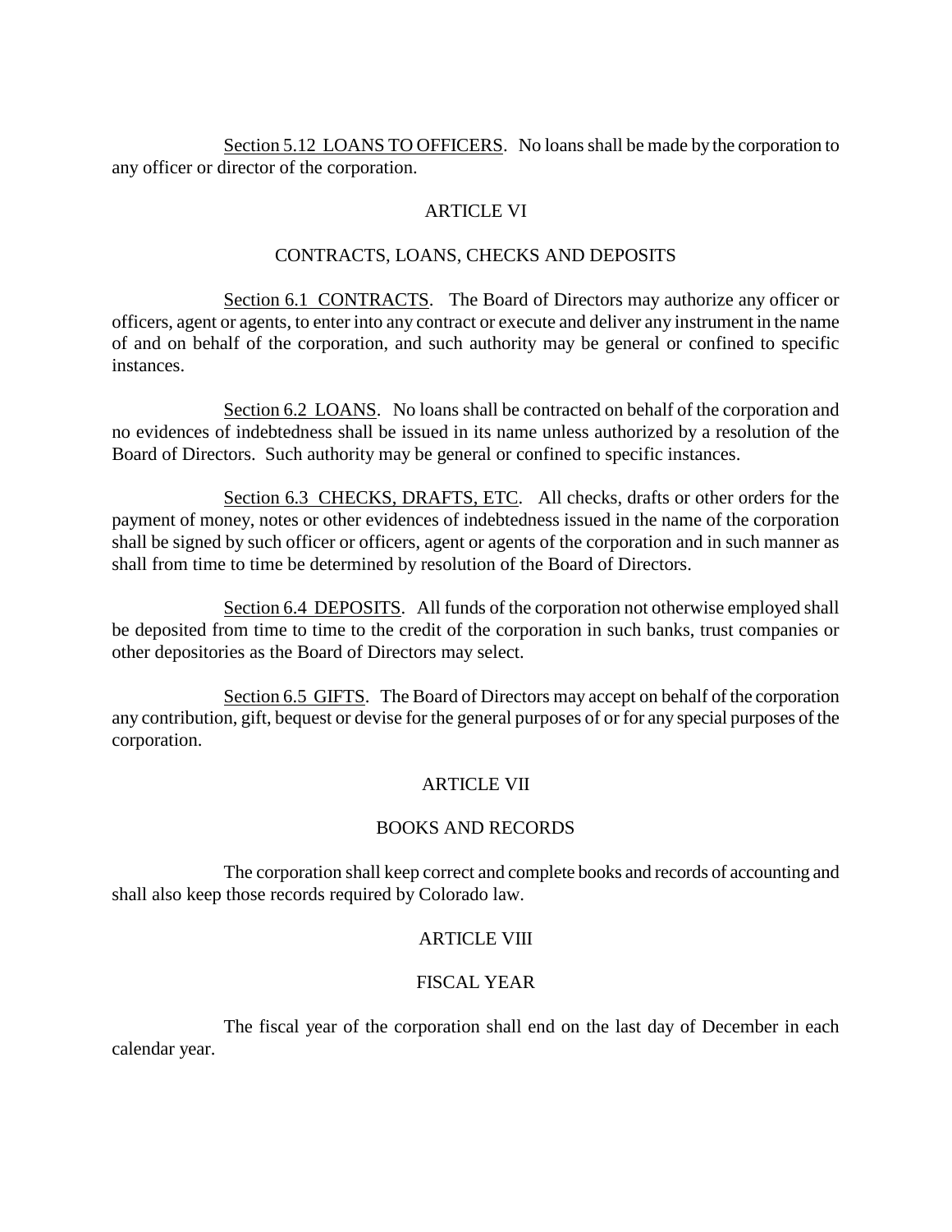Section 5.12 LOANS TO OFFICERS. No loans shall be made by the corporation to any officer or director of the corporation.

## ARTICLE VI

## CONTRACTS, LOANS, CHECKS AND DEPOSITS

Section 6.1 CONTRACTS. The Board of Directors may authorize any officer or officers, agent or agents, to enter into any contract or execute and deliver any instrument in the name of and on behalf of the corporation, and such authority may be general or confined to specific instances.

Section 6.2 LOANS. No loans shall be contracted on behalf of the corporation and no evidences of indebtedness shall be issued in its name unless authorized by a resolution of the Board of Directors. Such authority may be general or confined to specific instances.

Section 6.3 CHECKS, DRAFTS, ETC. All checks, drafts or other orders for the payment of money, notes or other evidences of indebtedness issued in the name of the corporation shall be signed by such officer or officers, agent or agents of the corporation and in such manner as shall from time to time be determined by resolution of the Board of Directors.

Section 6.4 DEPOSITS. All funds of the corporation not otherwise employed shall be deposited from time to time to the credit of the corporation in such banks, trust companies or other depositories as the Board of Directors may select.

Section 6.5 GIFTS. The Board of Directors may accept on behalf of the corporation any contribution, gift, bequest or devise for the general purposes of or for any special purposes of the corporation.

## ARTICLE VII

## BOOKS AND RECORDS

The corporation shall keep correct and complete books and records of accounting and shall also keep those records required by Colorado law.

## ARTICLE VIII

## FISCAL YEAR

The fiscal year of the corporation shall end on the last day of December in each calendar year.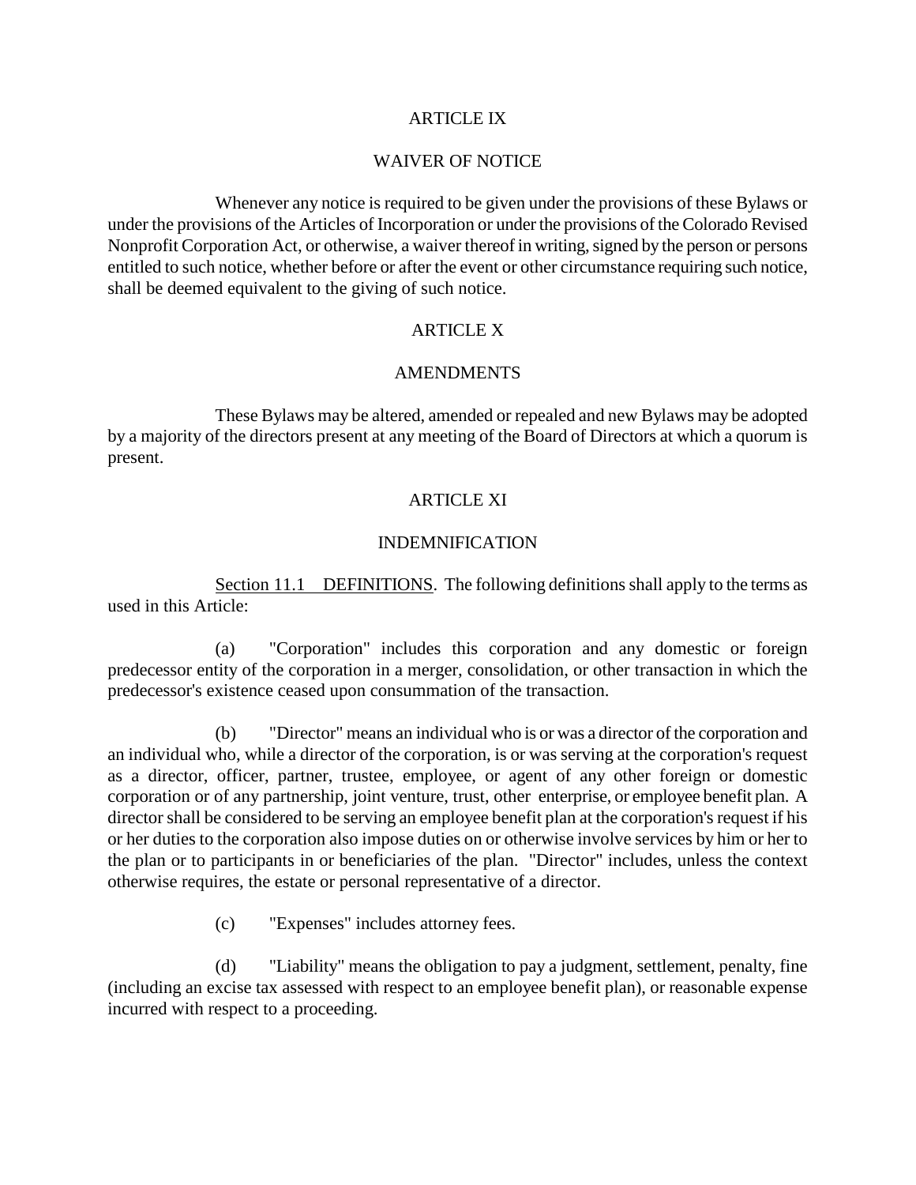## ARTICLE IX

## WAIVER OF NOTICE

Whenever any notice is required to be given under the provisions of these Bylaws or under the provisions of the Articles of Incorporation or under the provisions of the Colorado Revised Nonprofit Corporation Act, or otherwise, a waiver thereof in writing, signed by the person or persons entitled to such notice, whether before or after the event or other circumstance requiring such notice, shall be deemed equivalent to the giving of such notice.

## ARTICLE X

## AMENDMENTS

These Bylaws may be altered, amended or repealed and new Bylaws may be adopted by a majority of the directors present at any meeting of the Board of Directors at which a quorum is present.

## ARTICLE XI

## INDEMNIFICATION

<u>Section 11.1 DEFINITIONS</u>. The following definitions shall apply to the terms as used in this Article:

(a) "Corporation" includes this corporation and any domestic or foreign predecessor entity of the corporation in a merger, consolidation, or other transaction in which the predecessor's existence ceased upon consummation of the transaction.

(b) "Director" means an individual who is or was a director of the corporation and an individual who, while a director of the corporation, is or was serving at the corporation's request as a director, officer, partner, trustee, employee, or agent of any other foreign or domestic corporation or of any partnership, joint venture, trust, other enterprise, or employee benefit plan. A director shall be considered to be serving an employee benefit plan at the corporation's request if his or her duties to the corporation also impose duties on or otherwise involve services by him or her to the plan or to participants in or beneficiaries of the plan. "Director" includes, unless the context otherwise requires, the estate or personal representative of a director.

(c) "Expenses" includes attorney fees.

(d) "Liability" means the obligation to pay a judgment, settlement, penalty, fine (including an excise tax assessed with respect to an employee benefit plan), or reasonable expense incurred with respect to a proceeding.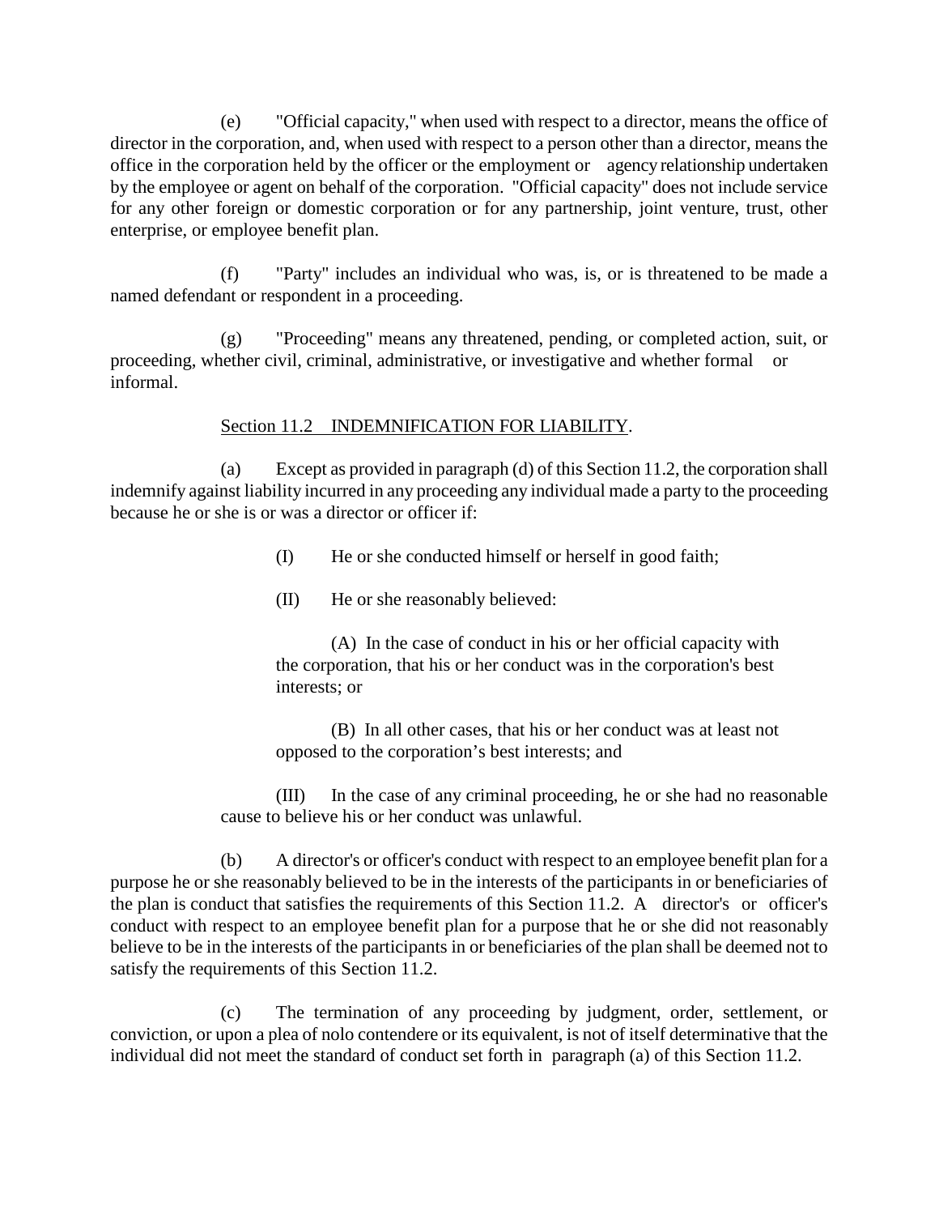(e) "Official capacity," when used with respect to a director, means the office of director in the corporation, and, when used with respect to a person other than a director, means the office in the corporation held by the officer or the employment or agency relationship undertaken by the employee or agent on behalf of the corporation. "Official capacity" does not include service for any other foreign or domestic corporation or for any partnership, joint venture, trust, other enterprise, or employee benefit plan.

(f) "Party" includes an individual who was, is, or is threatened to be made a named defendant or respondent in a proceeding.

(g) "Proceeding" means any threatened, pending, or completed action, suit, or proceeding, whether civil, criminal, administrative, or investigative and whether formal or informal.

Section 11.2 INDEMNIFICATION FOR LIABILITY.

(a) Except as provided in paragraph (d) of this Section 11.2, the corporation shall indemnify against liability incurred in any proceeding any individual made a party to the proceeding because he or she is or was a director or officer if:

(I) He or she conducted himself or herself in good faith;

(II) He or she reasonably believed:

(A) In the case of conduct in his or her official capacity with the corporation, that his or her conduct was in the corporation's best interests; or

(B) In all other cases, that his or her conduct was at least not opposed to the corporation's best interests; and

(III) In the case of any criminal proceeding, he or she had no reasonable cause to believe his or her conduct was unlawful.

(b) A director's or officer's conduct with respect to an employee benefit plan for a purpose he or she reasonably believed to be in the interests of the participants in or beneficiaries of the plan is conduct that satisfies the requirements of this Section 11.2. A director's or officer's conduct with respect to an employee benefit plan for a purpose that he or she did not reasonably believe to be in the interests of the participants in or beneficiaries of the plan shall be deemed not to satisfy the requirements of this Section 11.2.

(c) The termination of any proceeding by judgment, order, settlement, or conviction, or upon a plea of nolo contendere or its equivalent, is not of itself determinative that the individual did not meet the standard of conduct set forth in paragraph (a) of this Section 11.2.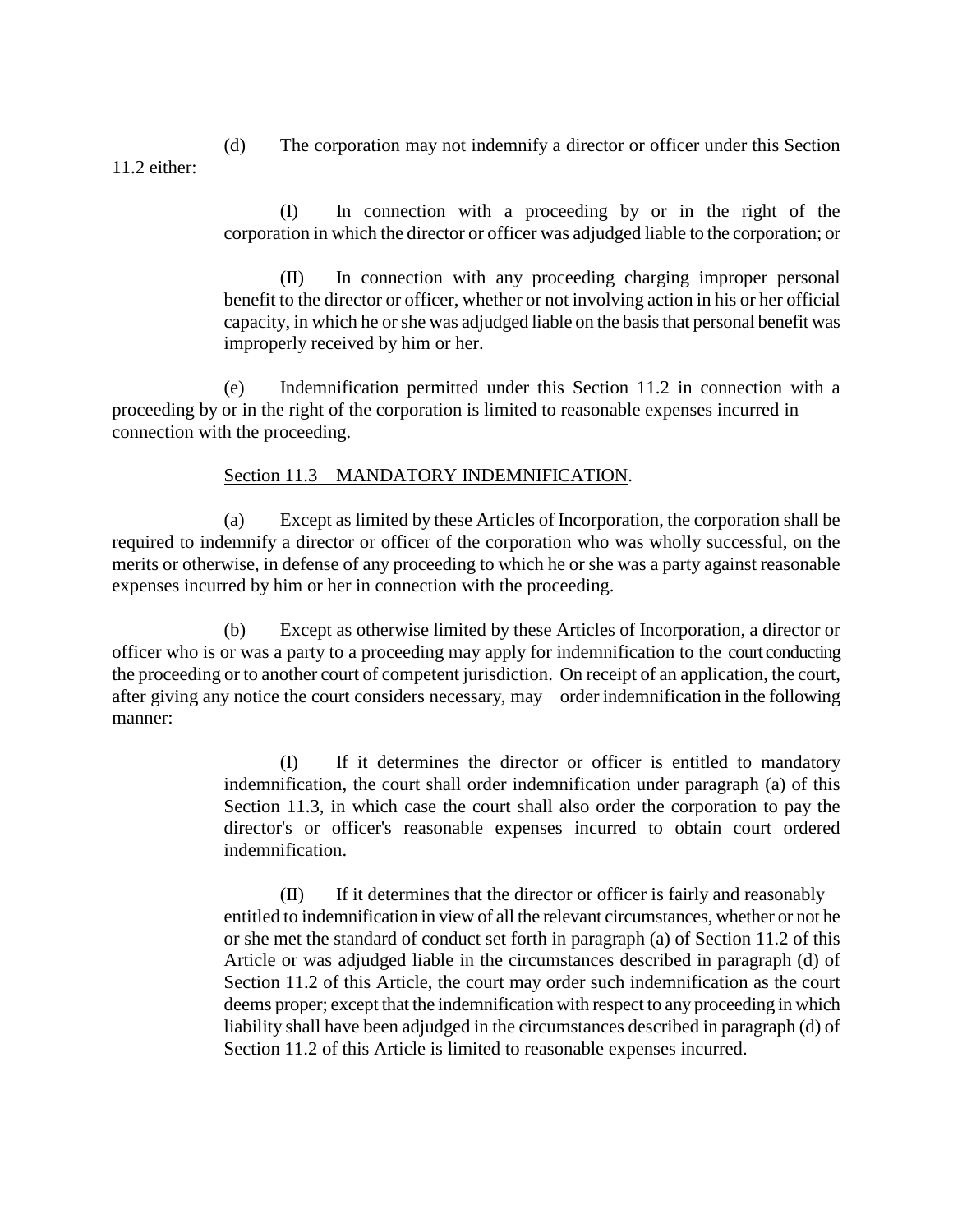(d) The corporation may not indemnify a director or officer under this Section 11.2 either:

(I) In connection with a proceeding by or in the right of the corporation in which the director or officer was adjudged liable to the corporation; or

(II) In connection with any proceeding charging improper personal benefit to the director or officer, whether or not involving action in his or her official capacity, in which he or she was adjudged liable on the basis that personal benefit was improperly received by him or her.

(e) Indemnification permitted under this Section 11.2 in connection with a proceeding by or in the right of the corporation is limited to reasonable expenses incurred in connection with the proceeding.

Section 11.3 MANDATORY INDEMNIFICATION.

(a) Except as limited by these Articles of Incorporation, the corporation shall be required to indemnify a director or officer of the corporation who was wholly successful, on the merits or otherwise, in defense of any proceeding to which he or she was a party against reasonable expenses incurred by him or her in connection with the proceeding.

(b) Except as otherwise limited by these Articles of Incorporation, a director or officer who is or was a party to a proceeding may apply for indemnification to the court conducting the proceeding or to another court of competent jurisdiction. On receipt of an application, the court, after giving any notice the court considers necessary, may order indemnification in the following manner:

(I) If it determines the director or officer is entitled to mandatory indemnification, the court shall order indemnification under paragraph (a) of this Section 11.3, in which case the court shall also order the corporation to pay the director's or officer's reasonable expenses incurred to obtain court ordered indemnification.

(II) If it determines that the director or officer is fairly and reasonably entitled to indemnification in view of all the relevant circumstances, whether or not he or she met the standard of conduct set forth in paragraph (a) of Section 11.2 of this Article or was adjudged liable in the circumstances described in paragraph (d) of Section 11.2 of this Article, the court may order such indemnification as the court deems proper; except that the indemnification with respect to any proceeding in which liability shall have been adjudged in the circumstances described in paragraph (d) of Section 11.2 of this Article is limited to reasonable expenses incurred.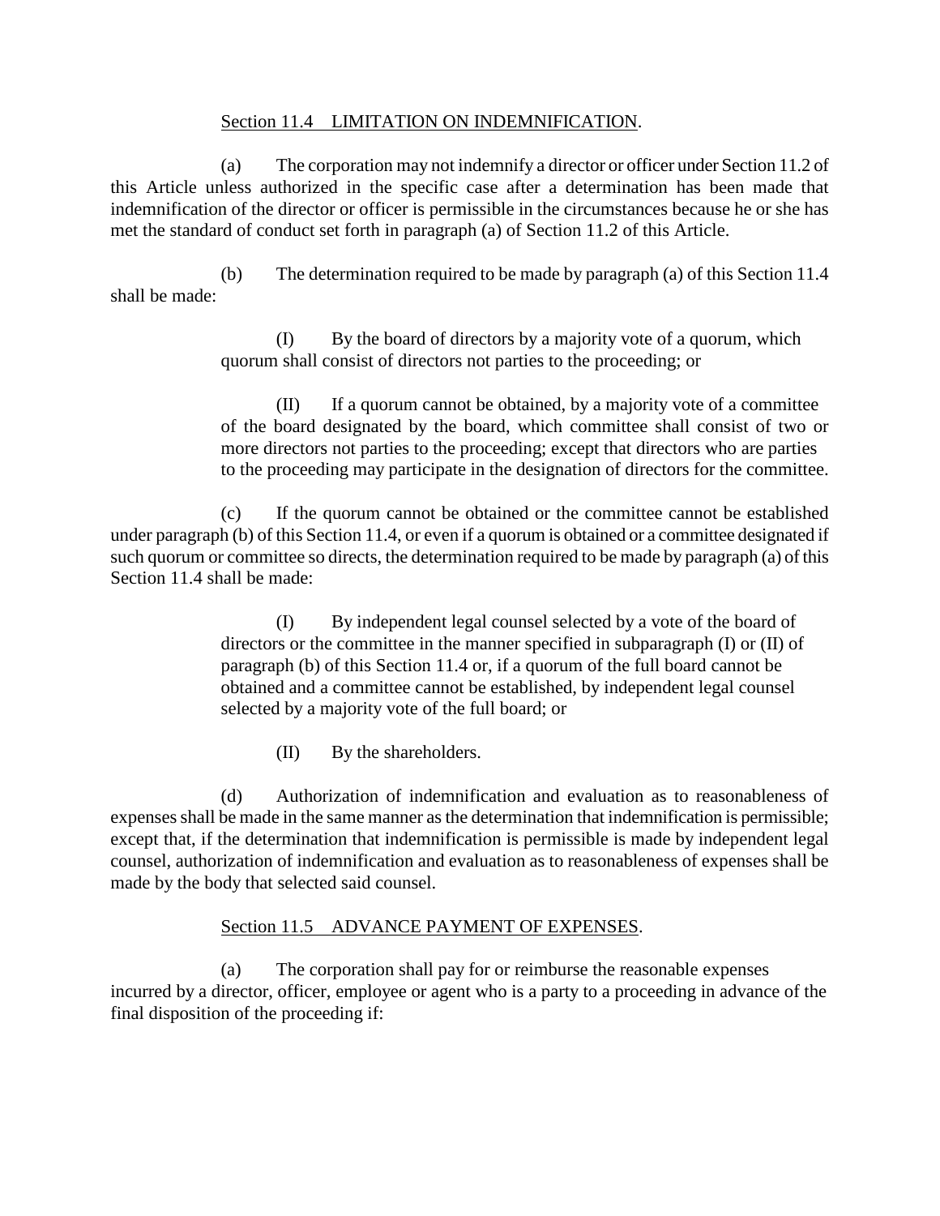## Section 11.4 LIMITATION ON INDEMNIFICATION.

(a) The corporation may not indemnify a director or officer under Section 11.2 of this Article unless authorized in the specific case after a determination has been made that indemnification of the director or officer is permissible in the circumstances because he or she has met the standard of conduct set forth in paragraph (a) of Section 11.2 of this Article.

(b) The determination required to be made by paragraph (a) of this Section 11.4 shall be made:

(I) By the board of directors by a majority vote of a quorum, which quorum shall consist of directors not parties to the proceeding; or

(II) If a quorum cannot be obtained, by a majority vote of a committee of the board designated by the board, which committee shall consist of two or more directors not parties to the proceeding; except that directors who are parties to the proceeding may participate in the designation of directors for the committee.

(c) If the quorum cannot be obtained or the committee cannot be established under paragraph (b) of this Section 11.4, or even if a quorum is obtained or a committee designated if such quorum or committee so directs, the determination required to be made by paragraph (a) of this Section 11.4 shall be made:

(I) By independent legal counsel selected by a vote of the board of directors or the committee in the manner specified in subparagraph (I) or (II) of paragraph (b) of this Section 11.4 or, if a quorum of the full board cannot be obtained and a committee cannot be established, by independent legal counsel selected by a majority vote of the full board; or

(II) By the shareholders.

(d) Authorization of indemnification and evaluation as to reasonableness of expenses shall be made in the same manner as the determination that indemnification is permissible; except that, if the determination that indemnification is permissible is made by independent legal counsel, authorization of indemnification and evaluation as to reasonableness of expenses shall be made by the body that selected said counsel.

## Section 11.5 ADVANCE PAYMENT OF EXPENSES.

(a) The corporation shall pay for or reimburse the reasonable expenses incurred by a director, officer, employee or agent who is a party to a proceeding in advance of the final disposition of the proceeding if: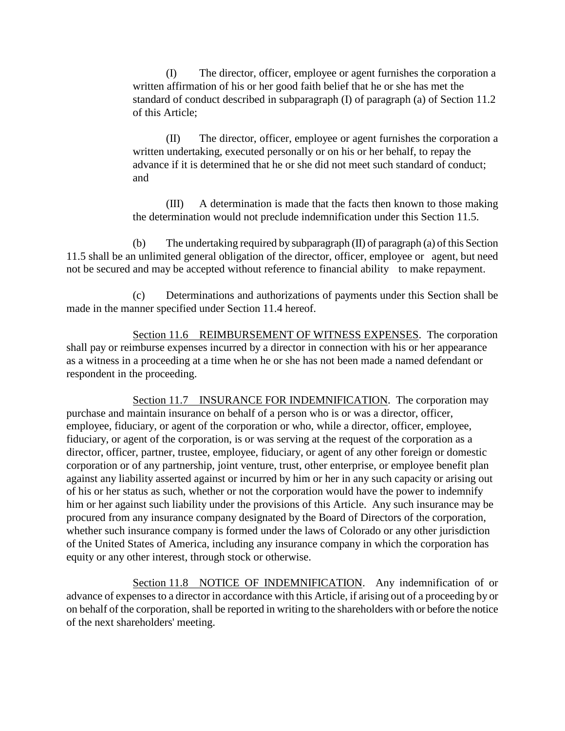(I) The director, officer, employee or agent furnishes the corporation a written affirmation of his or her good faith belief that he or she has met the standard of conduct described in subparagraph (I) of paragraph (a) of Section 11.2 of this Article;

(II) The director, officer, employee or agent furnishes the corporation a written undertaking, executed personally or on his or her behalf, to repay the advance if it is determined that he or she did not meet such standard of conduct; and

(III) A determination is made that the facts then known to those making the determination would not preclude indemnification under this Section 11.5.

(b) The undertaking required by subparagraph (II) of paragraph (a) of this Section 11.5 shall be an unlimited general obligation of the director, officer, employee or agent, but need not be secured and may be accepted without reference to financial ability to make repayment.

(c) Determinations and authorizations of payments under this Section shall be made in the manner specified under Section 11.4 hereof.

Section 11.6 REIMBURSEMENT OF WITNESS EXPENSES. The corporation shall pay or reimburse expenses incurred by a director in connection with his or her appearance as a witness in a proceeding at a time when he or she has not been made a named defendant or respondent in the proceeding.

Section 11.7 INSURANCE FOR INDEMNIFICATION. The corporation may purchase and maintain insurance on behalf of a person who is or was a director, officer, employee, fiduciary, or agent of the corporation or who, while a director, officer, employee, fiduciary, or agent of the corporation, is or was serving at the request of the corporation as a director, officer, partner, trustee, employee, fiduciary, or agent of any other foreign or domestic corporation or of any partnership, joint venture, trust, other enterprise, or employee benefit plan against any liability asserted against or incurred by him or her in any such capacity or arising out of his or her status as such, whether or not the corporation would have the power to indemnify him or her against such liability under the provisions of this Article. Any such insurance may be procured from any insurance company designated by the Board of Directors of the corporation, whether such insurance company is formed under the laws of Colorado or any other jurisdiction of the United States of America, including any insurance company in which the corporation has equity or any other interest, through stock or otherwise.

Section 11.8 NOTICE OF INDEMNIFICATION. Any indemnification of or advance of expenses to a director in accordance with this Article, if arising out of a proceeding by or on behalf of the corporation, shall be reported in writing to the shareholders with or before the notice of the next shareholders' meeting.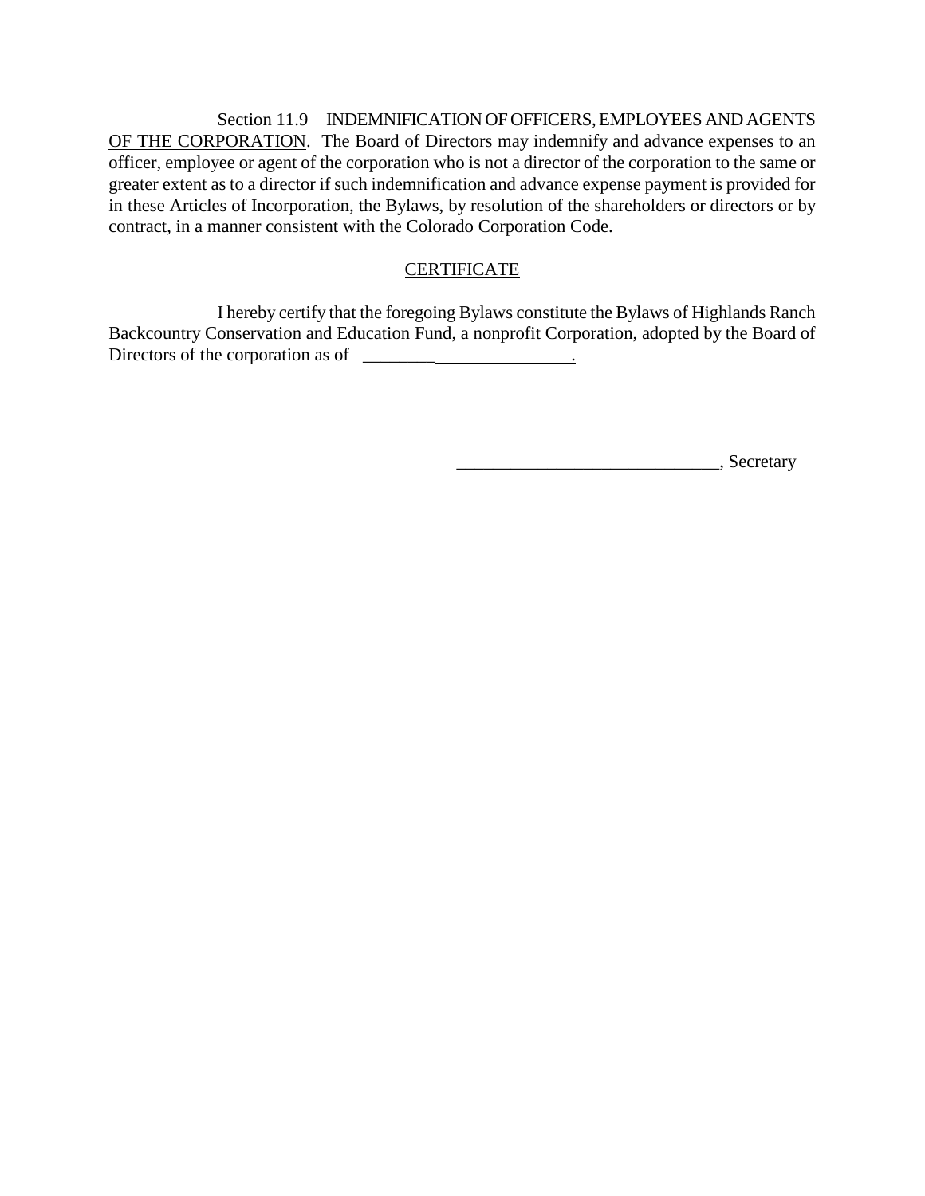Section 11.9 INDEMNIFICATION OF OFFICERS, EMPLOYEES AND AGENTS OF THE CORPORATION. The Board of Directors may indemnify and advance expenses to an officer, employee or agent of the corporation who is not a director of the corporation to the same or greater extent as to a director if such indemnification and advance expense payment is provided for in these Articles of Incorporation, the Bylaws, by resolution of the shareholders or directors or by contract, in a manner consistent with the Colorado Corporation Code.

## CERTIFICATE

I hereby certify that the foregoing Bylaws constitute the Bylaws of Highlands Ranch Backcountry Conservation and Education Fund, a nonprofit Corporation, adopted by the Board of Directors of the corporation as of ________________________.

_____________________________, Secretary